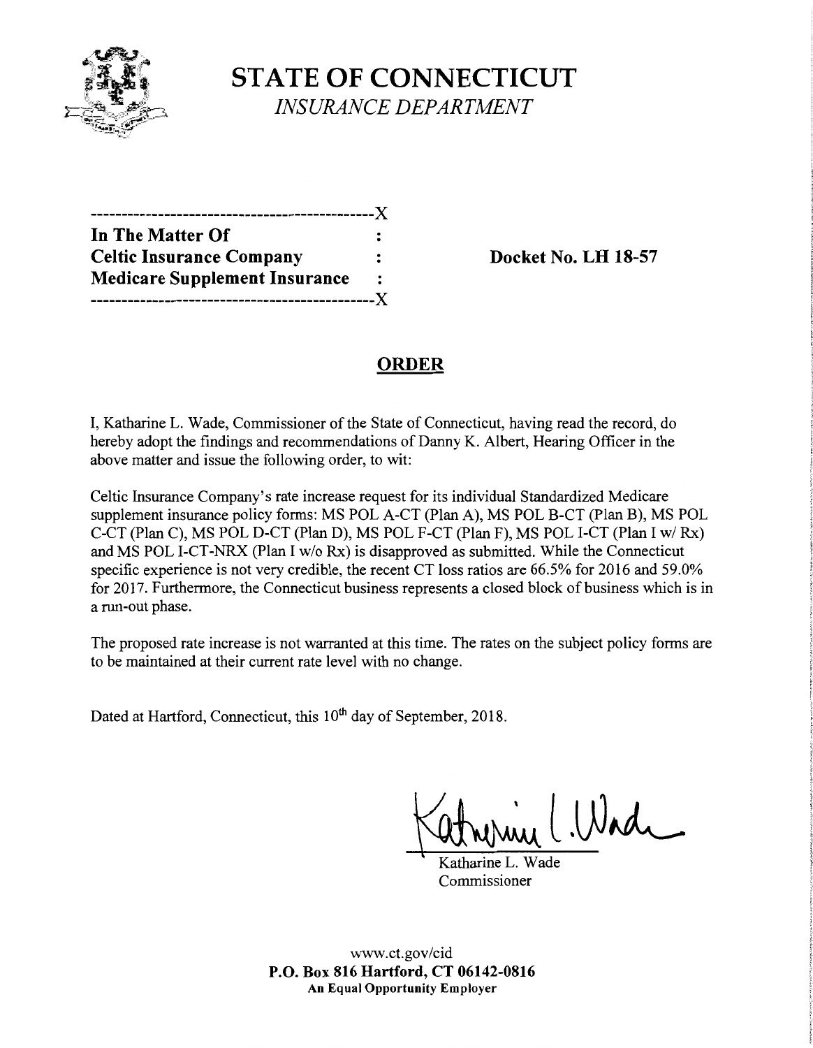# STATE OF CONNECTICUT

*INSURANCE DEPARTMENT*

---X

**In The Matter Of** :
**Celtic Insurance Company** :
**Medicare Supplement Insurance** :

---X

**Docket No. LH 18-57**

## ORDER

I, Katharine L. Wade, Commissioner of the State of Connecticut, having read the record, do hereby adopt the findings and recommendations of Danny K. Albert, Hearing Officer in the above matter and issue the following order, to wit:

Celtic Insurance Company's rate increase request for its individual Standardized Medicare supplement insurance policy forms: MS POL A-CT (Plan A), MS POL B-CT (Plan B), MS POL C-CT (Plan C), MS POL D-CT (Plan D), MS POL F-CT (Plan F), MS POL I-CT (Plan I w/ Rx) and MS POL I-CT-NRX (Plan I w/o Rx) is disapproved as submitted. While the Connecticut specific experience is not very credible, the recent CT loss ratios are 66.5% for 2016 and 59.0% for 2017. Furthermore, the Connecticut business represents a closed block of business which is in a run-out phase.

The proposed rate increase is not warranted at this time. The rates on the subject policy forms are to be maintained at their current rate level with no change.

Dated at Hartford, Connecticut, this 10th day of September, 2018.

Katharine L. Wade
Commissioner

www.ct.gov/cid
**P.O. Box 816 Hartford, CT 06142-0816**
**An Equal Opportunity Employer**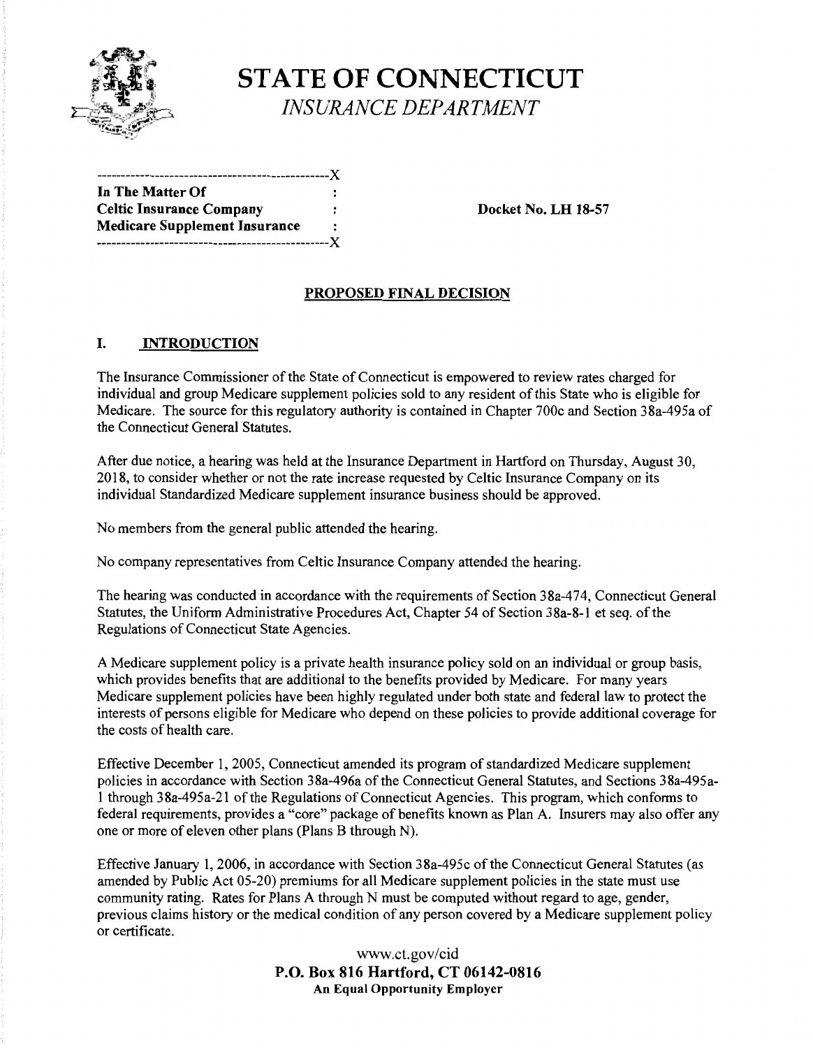# STATE OF CONNECTICUT

*INSURANCE DEPARTMENT*

```
-----------------------------------------------X
In The Matter Of                               :
Celtic Insurance Company                       :
Medicare Supplement Insurance                  :
-----------------------------------------------X
```

**Docket No. LH 18-57**

## PROPOSED FINAL DECISION

## I. INTRODUCTION

The Insurance Commissioner of the State of Connecticut is empowered to review rates charged for individual and group Medicare supplement policies sold to any resident of this State who is eligible for Medicare. The source for this regulatory authority is contained in Chapter 700c and Section 38a-495a of the Connecticut General Statutes.

After due notice, a hearing was held at the Insurance Department in Hartford on Thursday, August 30, 2018, to consider whether or not the rate increase requested by Celtic Insurance Company on its individual Standardized Medicare supplement insurance business should be approved.

No members from the general public attended the hearing.

No company representatives from Celtic Insurance Company attended the hearing.

The hearing was conducted in accordance with the requirements of Section 38a-474, Connecticut General Statutes, the Uniform Administrative Procedures Act, Chapter 54 of Section 38a-8-1 et seq. of the Regulations of Connecticut State Agencies.

A Medicare supplement policy is a private health insurance policy sold on an individual or group basis, which provides benefits that are additional to the benefits provided by Medicare. For many years Medicare supplement policies have been highly regulated under both state and federal law to protect the interests of persons eligible for Medicare who depend on these policies to provide additional coverage for the costs of health care.

Effective December 1, 2005, Connecticut amended its program of standardized Medicare supplement policies in accordance with Section 38a-496a of the Connecticut General Statutes, and Sections 38a-495a-1 through 38a-495a-21 of the Regulations of Connecticut Agencies. This program, which conforms to federal requirements, provides a "core" package of benefits known as Plan A. Insurers may also offer any one or more of eleven other plans (Plans B through N).

Effective January 1, 2006, in accordance with Section 38a-495c of the Connecticut General Statutes (as amended by Public Act 05-20) premiums for all Medicare supplement policies in the state must use community rating. Rates for Plans A through N must be computed without regard to age, gender, previous claims history or the medical condition of any person covered by a Medicare supplement policy or certificate.

www.ct.gov/cid
**P.O. Box 816 Hartford, CT 06142-0816**
**An Equal Opportunity Employer**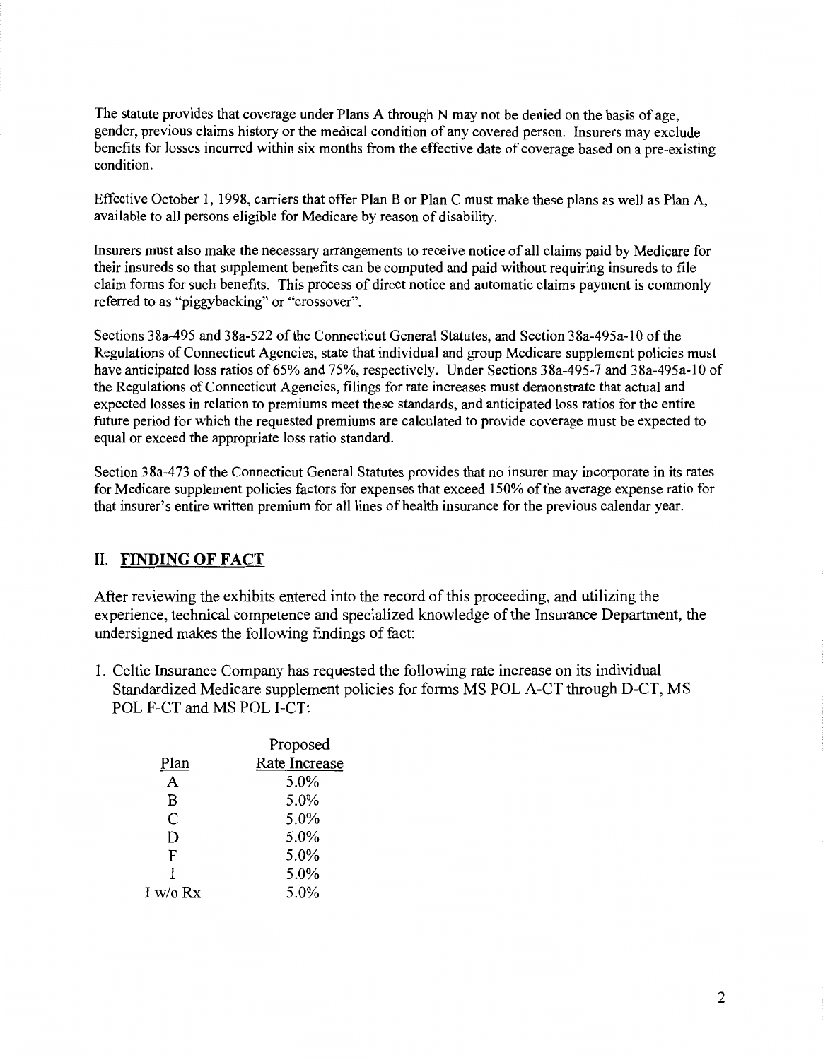The statute provides that coverage under Plans A through N may not be denied on the basis of age, gender, previous claims history or the medical condition of any covered person. Insurers may exclude benefits for losses incurred within six months from the effective date of coverage based on a pre-existing condition.

Effective October 1, 1998, carriers that offer Plan B or Plan C must make these plans as well as Plan A, available to all persons eligible for Medicare by reason of disability.

Insurers must also make the necessary arrangements to receive notice of all claims paid by Medicare for their insureds so that supplement benefits can be computed and paid without requiring insureds to file claim forms for such benefits. This process of direct notice and automatic claims payment is commonly referred to as "piggybacking" or "crossover".

Sections 38a-495 and 38a-522 of the Connecticut General Statutes, and Section 38a-495a-10 of the Regulations of Connecticut Agencies, state that individual and group Medicare supplement policies must have anticipated loss ratios of 65% and 75%, respectively. Under Sections 38a-495-7 and 38a-495a-10 of the Regulations of Connecticut Agencies, filings for rate increases must demonstrate that actual and expected losses in relation to premiums meet these standards, and anticipated loss ratios for the entire future period for which the requested premiums are calculated to provide coverage must be expected to equal or exceed the appropriate loss ratio standard.

Section 38a-473 of the Connecticut General Statutes provides that no insurer may incorporate in its rates for Medicare supplement policies factors for expenses that exceed 150% of the average expense ratio for that insurer's entire written premium for all lines of health insurance for the previous calendar year.

## II. **FINDING OF FACT**

After reviewing the exhibits entered into the record of this proceeding, and utilizing the experience, technical competence and specialized knowledge of the Insurance Department, the undersigned makes the following findings of fact:

1. Celtic Insurance Company has requested the following rate increase on its individual Standardized Medicare supplement policies for forms MS POL A-CT through D-CT, MS POL F-CT and MS POL I-CT:

| Plan | Proposed Rate Increase |
|---|---|
| A | 5.0% |
| B | 5.0% |
| C | 5.0% |
| D | 5.0% |
| F | 5.0% |
| I | 5.0% |
| I w/o Rx | 5.0% |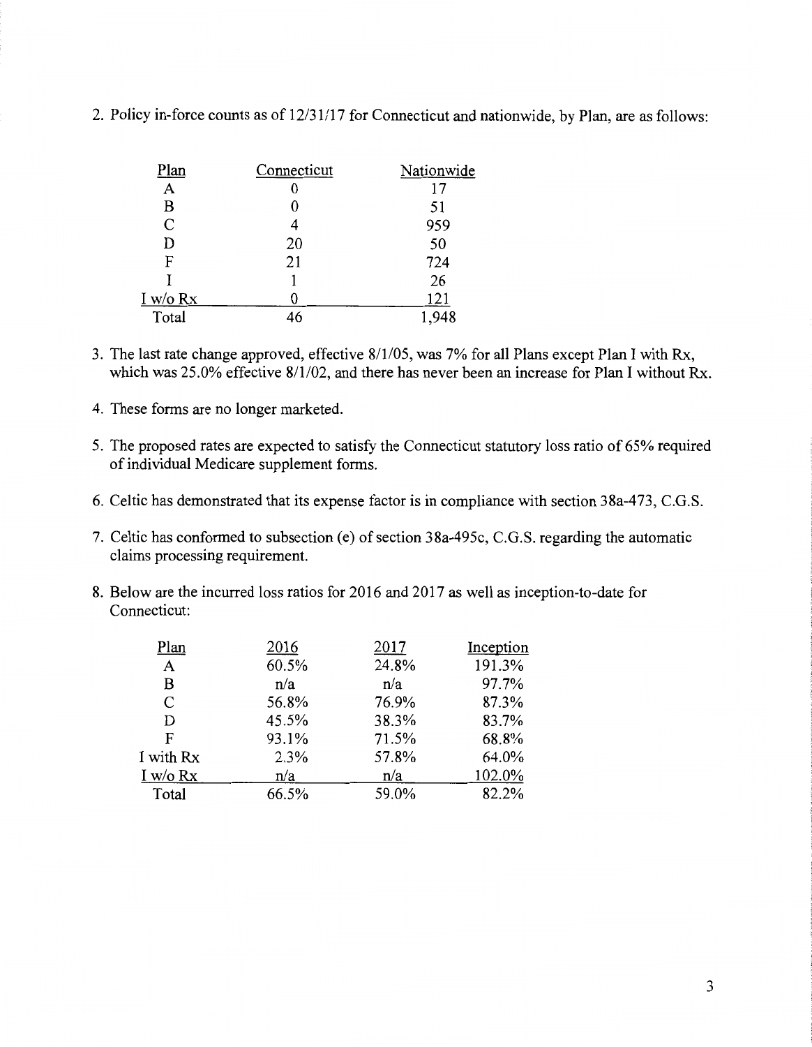2. Policy in-force counts as of 12/31/17 for Connecticut and nationwide, by Plan, are as follows:

| Plan | Connecticut | Nationwide |
|---|---|---|
| A | 0 | 17 |
| B | 0 | 51 |
| C | 4 | 959 |
| D | 20 | 50 |
| F | 21 | 724 |
| I | 1 | 26 |
| I w/o Rx | 0 | 121 |
| Total | 46 | 1,948 |

3. The last rate change approved, effective 8/1/05, was 7% for all Plans except Plan I with Rx, which was 25.0% effective 8/1/02, and there has never been an increase for Plan I without Rx.

4. These forms are no longer marketed.

5. The proposed rates are expected to satisfy the Connecticut statutory loss ratio of 65% required of individual Medicare supplement forms.

6. Celtic has demonstrated that its expense factor is in compliance with section 38a-473, C.G.S.

7. Celtic has conformed to subsection (e) of section 38a-495c, C.G.S. regarding the automatic claims processing requirement.

8. Below are the incurred loss ratios for 2016 and 2017 as well as inception-to-date for Connecticut:

| Plan | 2016 | 2017 | Inception |
|---|---|---|---|
| A | 60.5% | 24.8% | 191.3% |
| B | n/a | n/a | 97.7% |
| C | 56.8% | 76.9% | 87.3% |
| D | 45.5% | 38.3% | 83.7% |
| F | 93.1% | 71.5% | 68.8% |
| I with Rx | 2.3% | 57.8% | 64.0% |
| I w/o Rx | n/a | n/a | 102.0% |
| Total | 66.5% | 59.0% | 82.2% |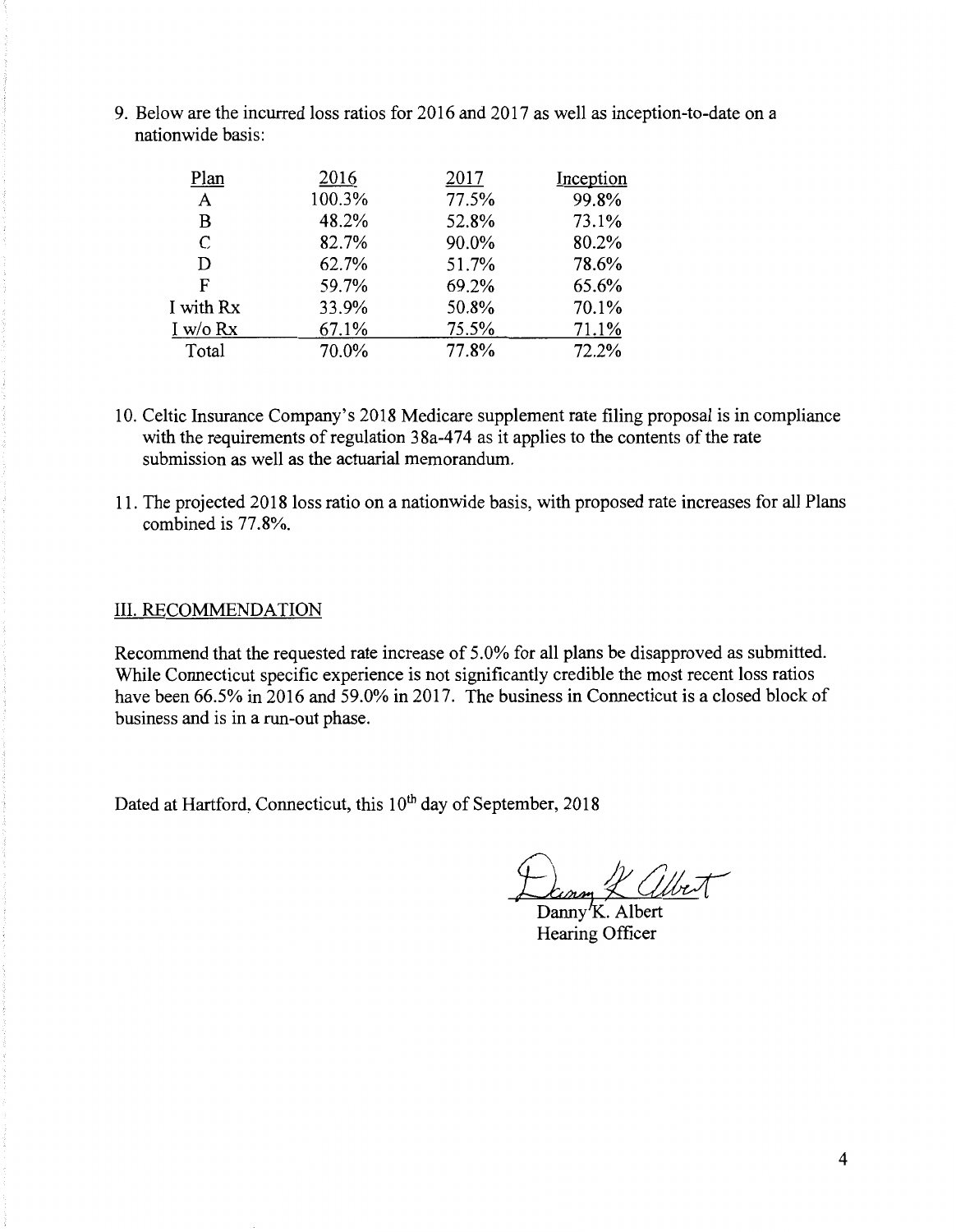9. Below are the incurred loss ratios for 2016 and 2017 as well as inception-to-date on a nationwide basis:

| Plan | 2016 | 2017 | Inception |
|---|---|---|---|
| A | 100.3% | 77.5% | 99.8% |
| B | 48.2% | 52.8% | 73.1% |
| C | 82.7% | 90.0% | 80.2% |
| D | 62.7% | 51.7% | 78.6% |
| F | 59.7% | 69.2% | 65.6% |
| I with Rx | 33.9% | 50.8% | 70.1% |
| I w/o Rx | 67.1% | 75.5% | 71.1% |
| Total | 70.0% | 77.8% | 72.2% |

10. Celtic Insurance Company's 2018 Medicare supplement rate filing proposal is in compliance with the requirements of regulation 38a-474 as it applies to the contents of the rate submission as well as the actuarial memorandum.

11. The projected 2018 loss ratio on a nationwide basis, with proposed rate increases for all Plans combined is 77.8%.

## III. RECOMMENDATION

Recommend that the requested rate increase of 5.0% for all plans be disapproved as submitted. While Connecticut specific experience is not significantly credible the most recent loss ratios have been 66.5% in 2016 and 59.0% in 2017. The business in Connecticut is a closed block of business and is in a run-out phase.

Dated at Hartford, Connecticut, this 10th day of September, 2018

Danny K. Albert
Hearing Officer